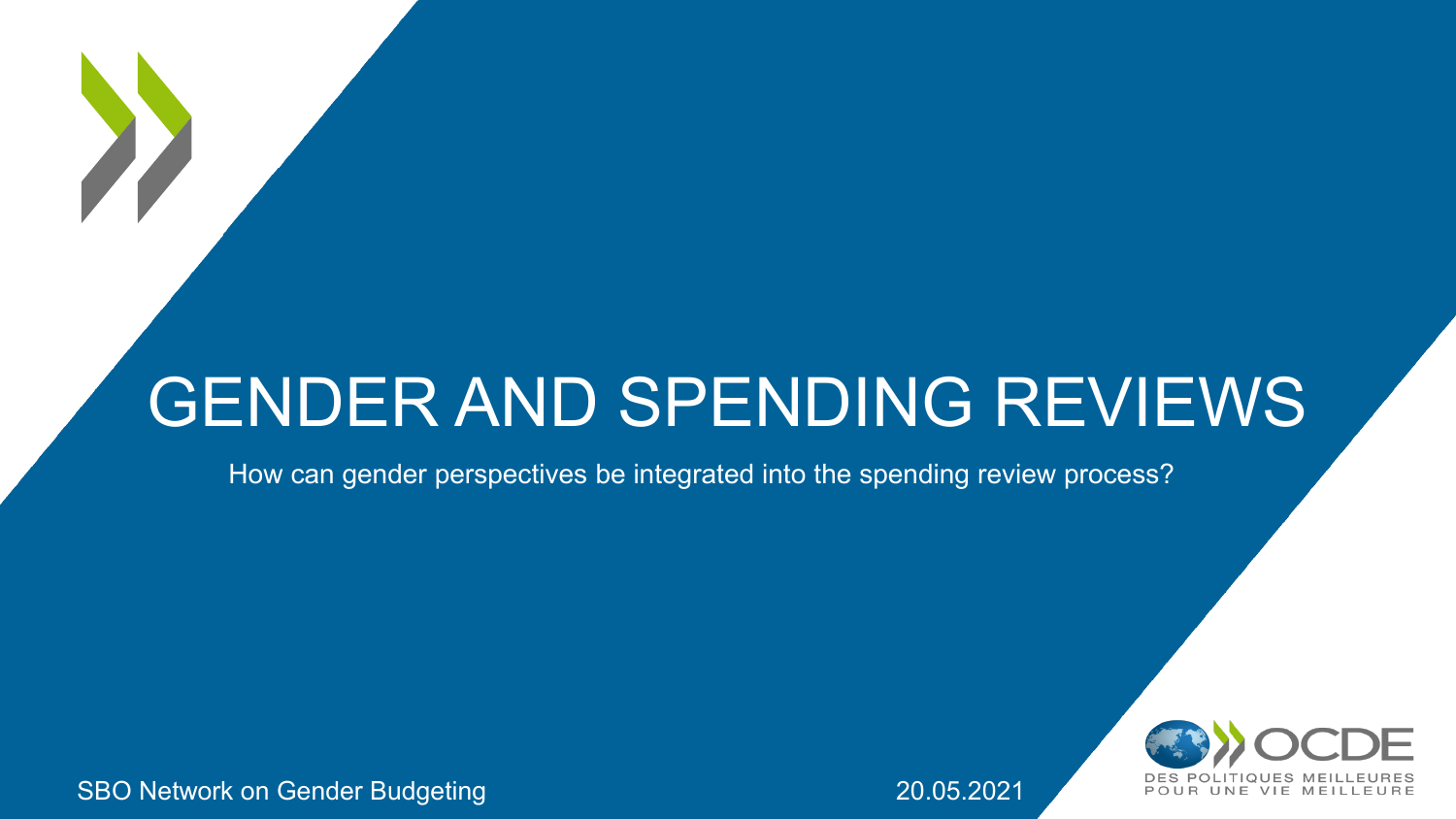# GENDER AND SPENDING REVIEWS

How can gender perspectives be integrated into the spending review process?

SBO Network on Gender Budgeting

20.05.2021

OCDE

DES POLITIQUES MEILLEURES POUR UNE VIE MEILLEURE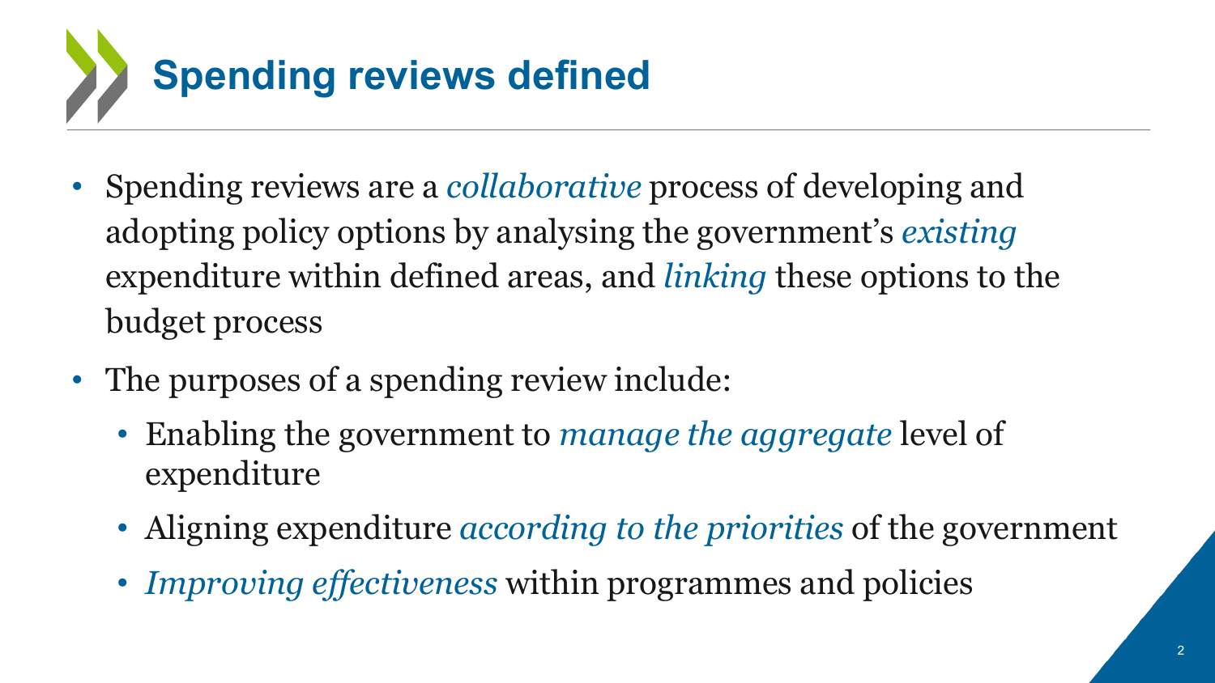# Spending reviews defined

- Spending reviews are a *collaborative* process of developing and adopting policy options by analysing the government's *existing* expenditure within defined areas, and *linking* these options to the budget process
- The purposes of a spending review include:
  - Enabling the government to *manage the aggregate* level of expenditure
  - Aligning expenditure *according to the priorities* of the government
  - *Improving effectiveness* within programmes and policies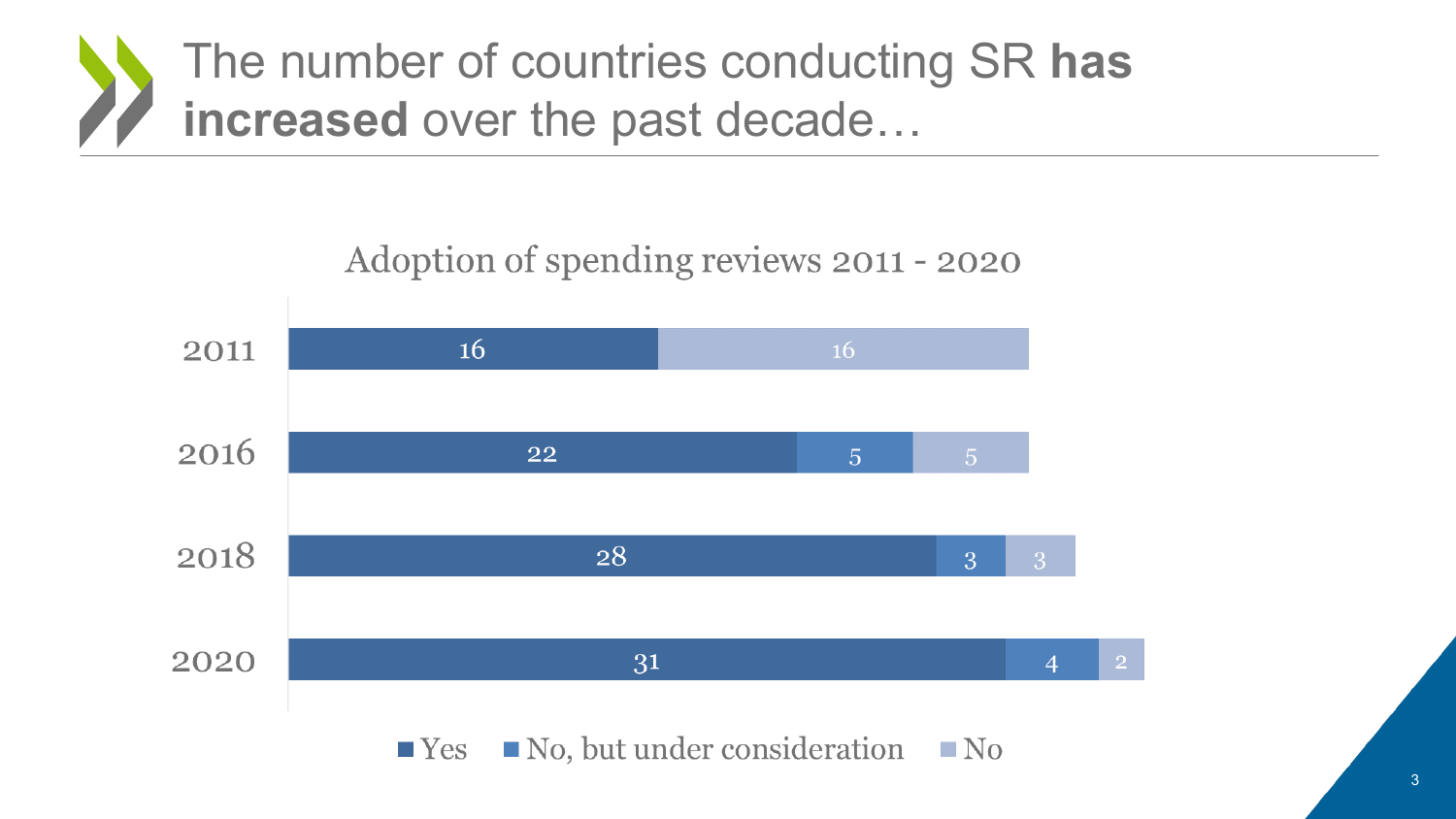# The number of countries conducting SR **has increased** over the past decade…

Adoption of spending reviews 2011 - 2020

| Year | Yes | No, but under consideration | No |
|---|---|---|---|
| 2011 | 16 | | 16 |
| 2016 | 22 | 5 | 5 |
| 2018 | 28 | 3 | 3 |
| 2020 | 31 | 4 | 2 |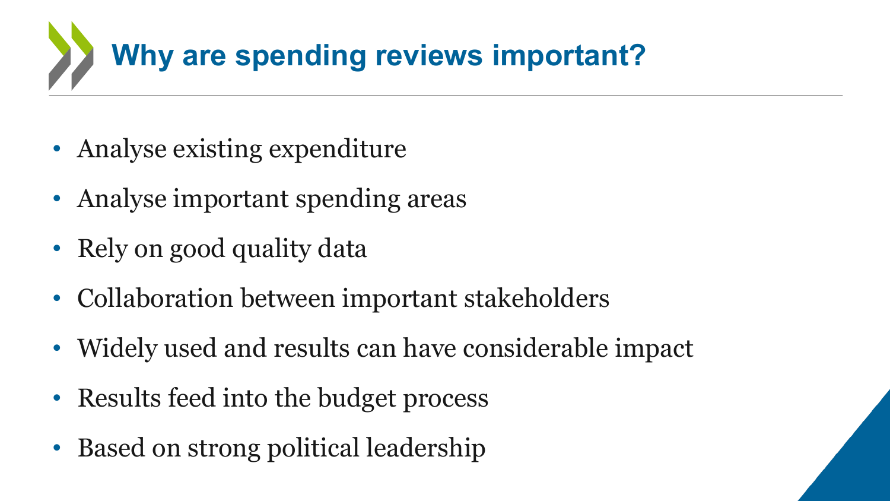# Why are spending reviews important?

- Analyse existing expenditure
- Analyse important spending areas
- Rely on good quality data
- Collaboration between important stakeholders
- Widely used and results can have considerable impact
- Results feed into the budget process
- Based on strong political leadership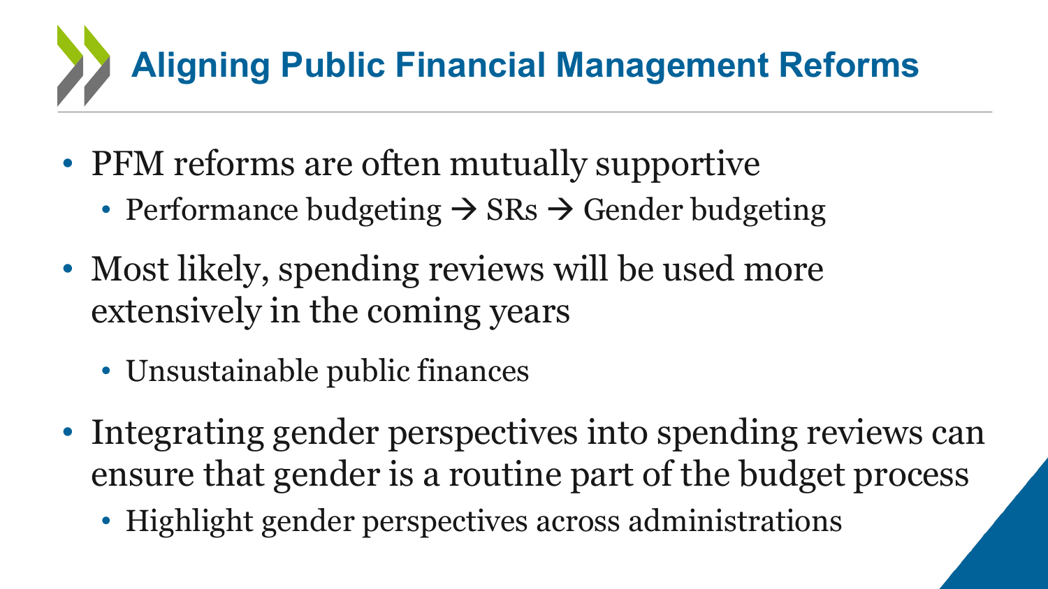# Aligning Public Financial Management Reforms

- PFM reforms are often mutually supportive
  - Performance budgeting → SRs → Gender budgeting
- Most likely, spending reviews will be used more extensively in the coming years
  - Unsustainable public finances
- Integrating gender perspectives into spending reviews can ensure that gender is a routine part of the budget process
  - Highlight gender perspectives across administrations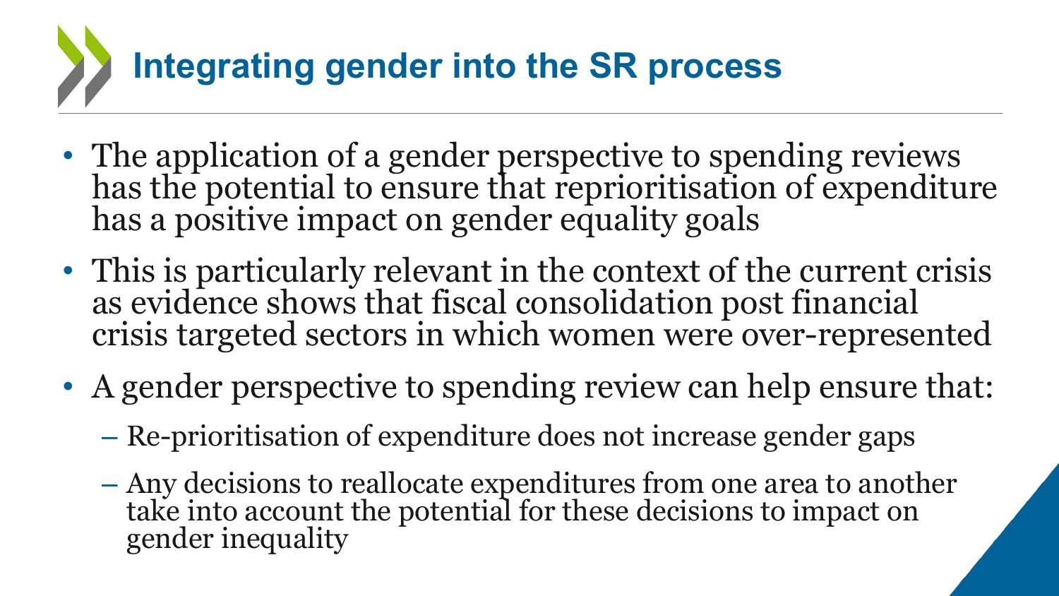# Integrating gender into the SR process

- The application of a gender perspective to spending reviews has the potential to ensure that reprioritisation of expenditure has a positive impact on gender equality goals
- This is particularly relevant in the context of the current crisis as evidence shows that fiscal consolidation post financial crisis targeted sectors in which women were over-represented
- A gender perspective to spending review can help ensure that:
  - Re-prioritisation of expenditure does not increase gender gaps
  - Any decisions to reallocate expenditures from one area to another take into account the potential for these decisions to impact on gender inequality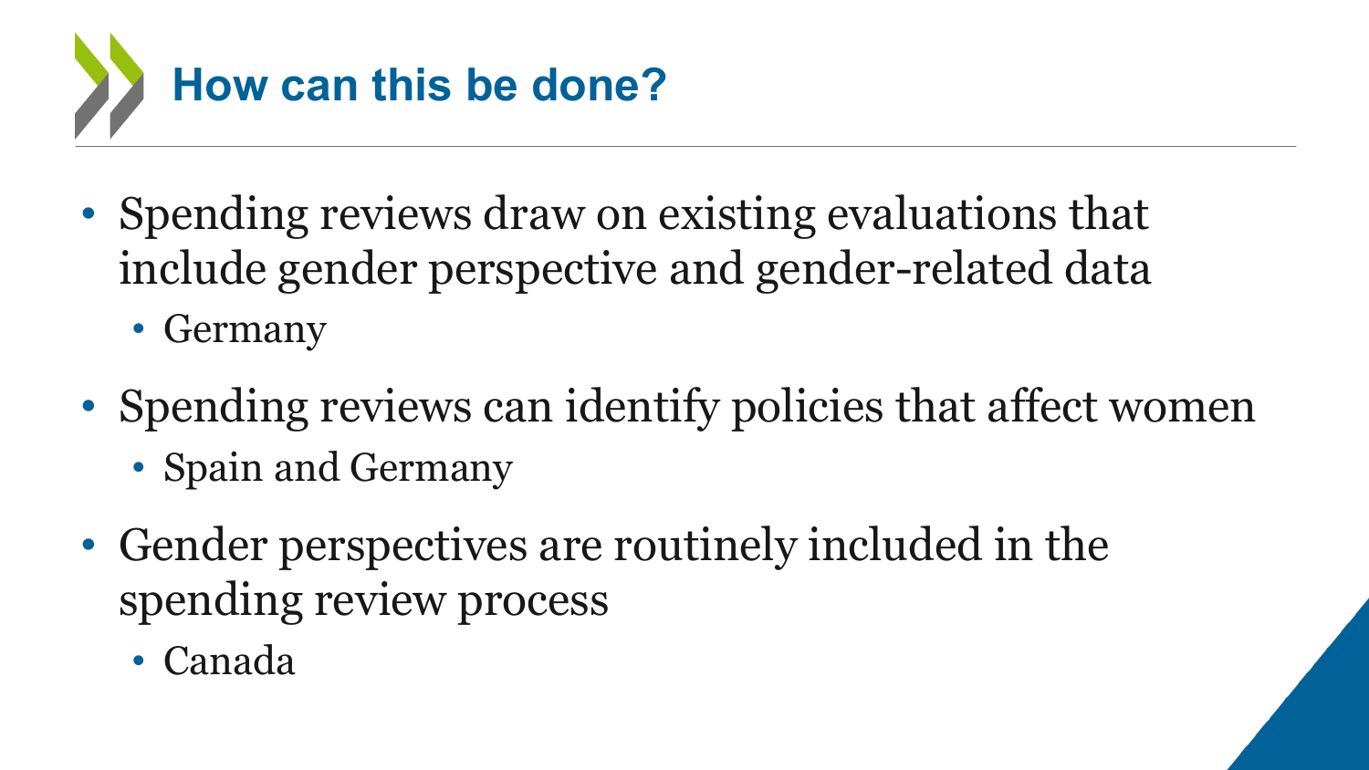# How can this be done?

- Spending reviews draw on existing evaluations that include gender perspective and gender-related data
  - Germany
- Spending reviews can identify policies that affect women
  - Spain and Germany
- Gender perspectives are routinely included in the spending review process
  - Canada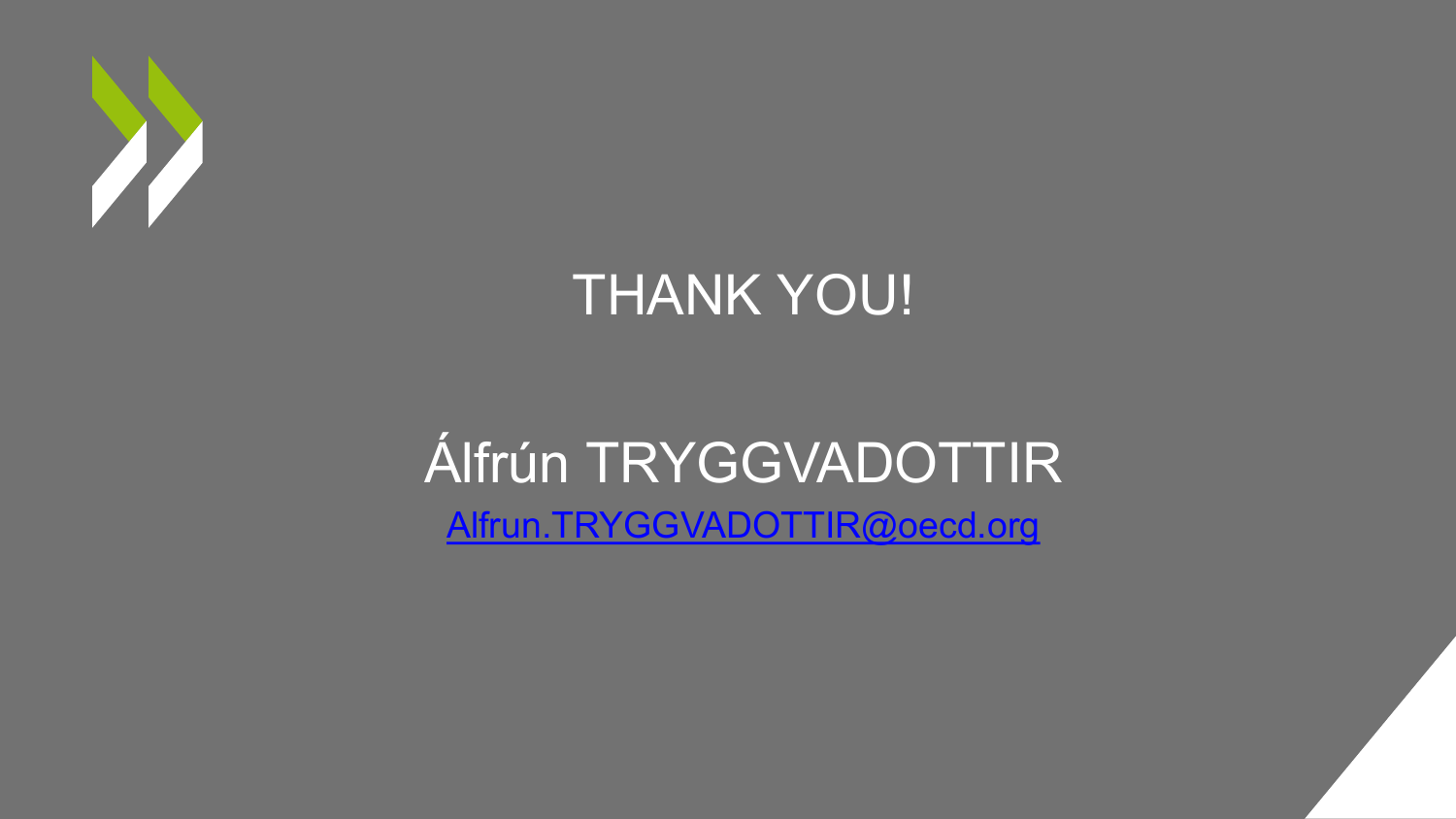# THANK YOU!

Álfrún TRYGGVADOTTIR

[Alfrun.TRYGGVADOTTIR@oecd.org](mailto:Alfrun.TRYGGVADOTTIR@oecd.org)